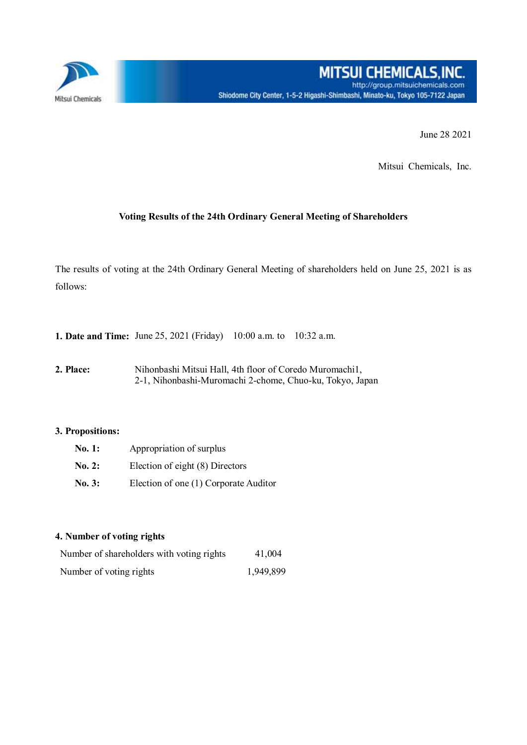MITSUI CHEMICALS, INC.
http://group.mitsuichemicals.com
Shiodome City Center, 1-5-2 Higashi-Shimbashi, Minato-ku, Tokyo 105-7122 Japan

June 28 2021

Mitsui Chemicals, Inc.

## Voting Results of the 24th Ordinary General Meeting of Shareholders

The results of voting at the 24th Ordinary General Meeting of shareholders held on June 25, 2021 is as follows:

**1. Date and Time:** June 25, 2021 (Friday) 10:00 a.m. to 10:32 a.m.

**2. Place:** Nihonbashi Mitsui Hall, 4th floor of Coredo Muromachi1, 2-1, Nihonbashi-Muromachi 2-chome, Chuo-ku, Tokyo, Japan

**3. Propositions:**

- **No. 1:** Appropriation of surplus
- **No. 2:** Election of eight (8) Directors
- **No. 3:** Election of one (1) Corporate Auditor

**4. Number of voting rights**

| | |
|---|---|
| Number of shareholders with voting rights | 41,004 |
| Number of voting rights | 1,949,899 |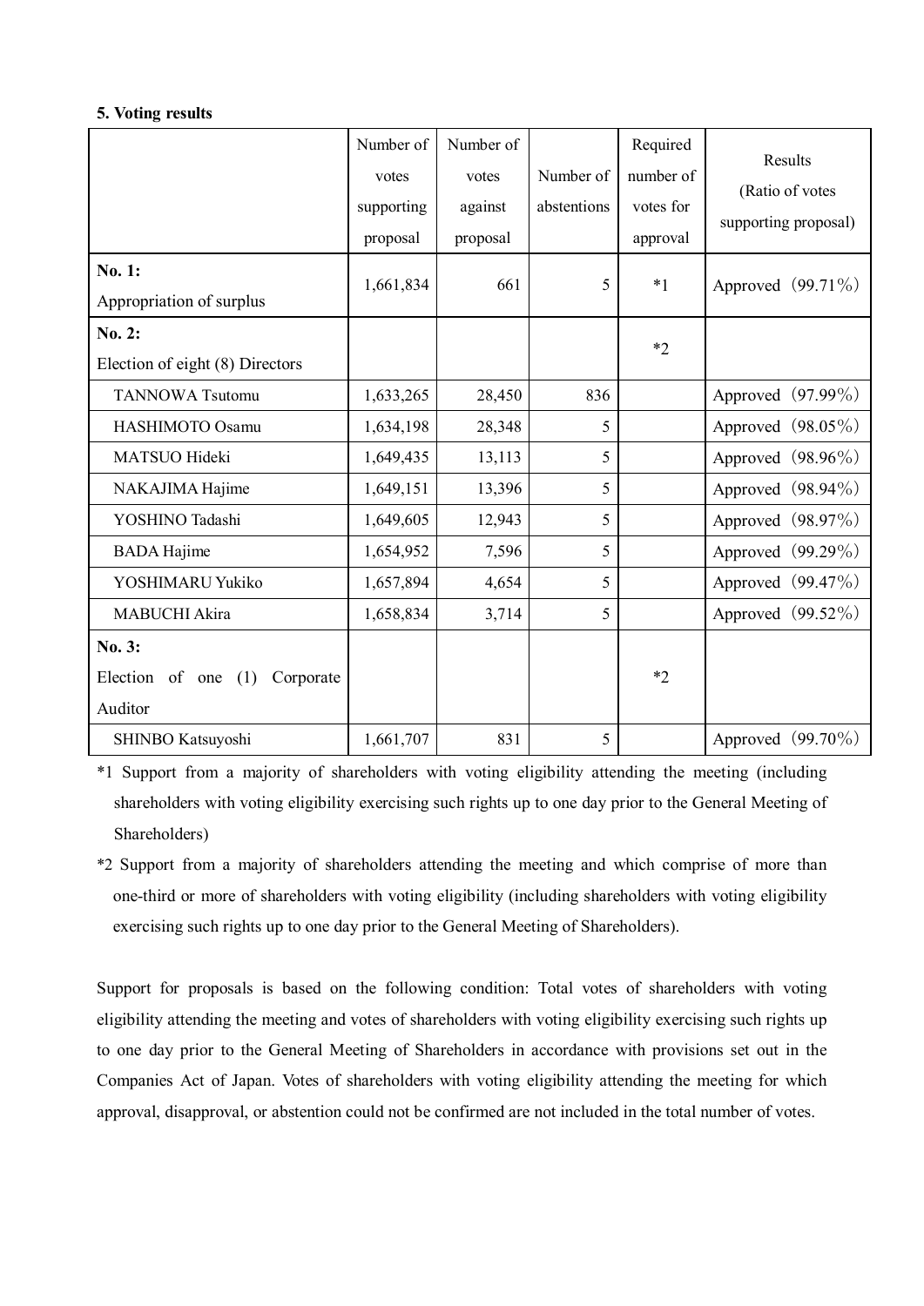**5. Voting results**

| | Number of votes supporting proposal | Number of votes against proposal | Number of abstentions | Required number of votes for approval | Results (Ratio of votes supporting proposal) |
|---|---|---|---|---|---|
| **No. 1:** Appropriation of surplus | 1,661,834 | 661 | 5 | *1 | Approved (99.71%) |
| **No. 2:** Election of eight (8) Directors | | | | *2 | |
| TANNOWA Tsutomu | 1,633,265 | 28,450 | 836 | | Approved (97.99%) |
| HASHIMOTO Osamu | 1,634,198 | 28,348 | 5 | | Approved (98.05%) |
| MATSUO Hideki | 1,649,435 | 13,113 | 5 | | Approved (98.96%) |
| NAKAJIMA Hajime | 1,649,151 | 13,396 | 5 | | Approved (98.94%) |
| YOSHINO Tadashi | 1,649,605 | 12,943 | 5 | | Approved (98.97%) |
| BADA Hajime | 1,654,952 | 7,596 | 5 | | Approved (99.29%) |
| YOSHIMARU Yukiko | 1,657,894 | 4,654 | 5 | | Approved (99.47%) |
| MABUCHI Akira | 1,658,834 | 3,714 | 5 | | Approved (99.52%) |
| **No. 3:** Election of one (1) Corporate Auditor | | | | *2 | |
| SHINBO Katsuyoshi | 1,661,707 | 831 | 5 | | Approved (99.70%) |

*1 Support from a majority of shareholders with voting eligibility attending the meeting (including shareholders with voting eligibility exercising such rights up to one day prior to the General Meeting of Shareholders)

*2 Support from a majority of shareholders attending the meeting and which comprise of more than one-third or more of shareholders with voting eligibility (including shareholders with voting eligibility exercising such rights up to one day prior to the General Meeting of Shareholders).

Support for proposals is based on the following condition: Total votes of shareholders with voting eligibility attending the meeting and votes of shareholders with voting eligibility exercising such rights up to one day prior to the General Meeting of Shareholders in accordance with provisions set out in the Companies Act of Japan. Votes of shareholders with voting eligibility attending the meeting for which approval, disapproval, or abstention could not be confirmed are not included in the total number of votes.